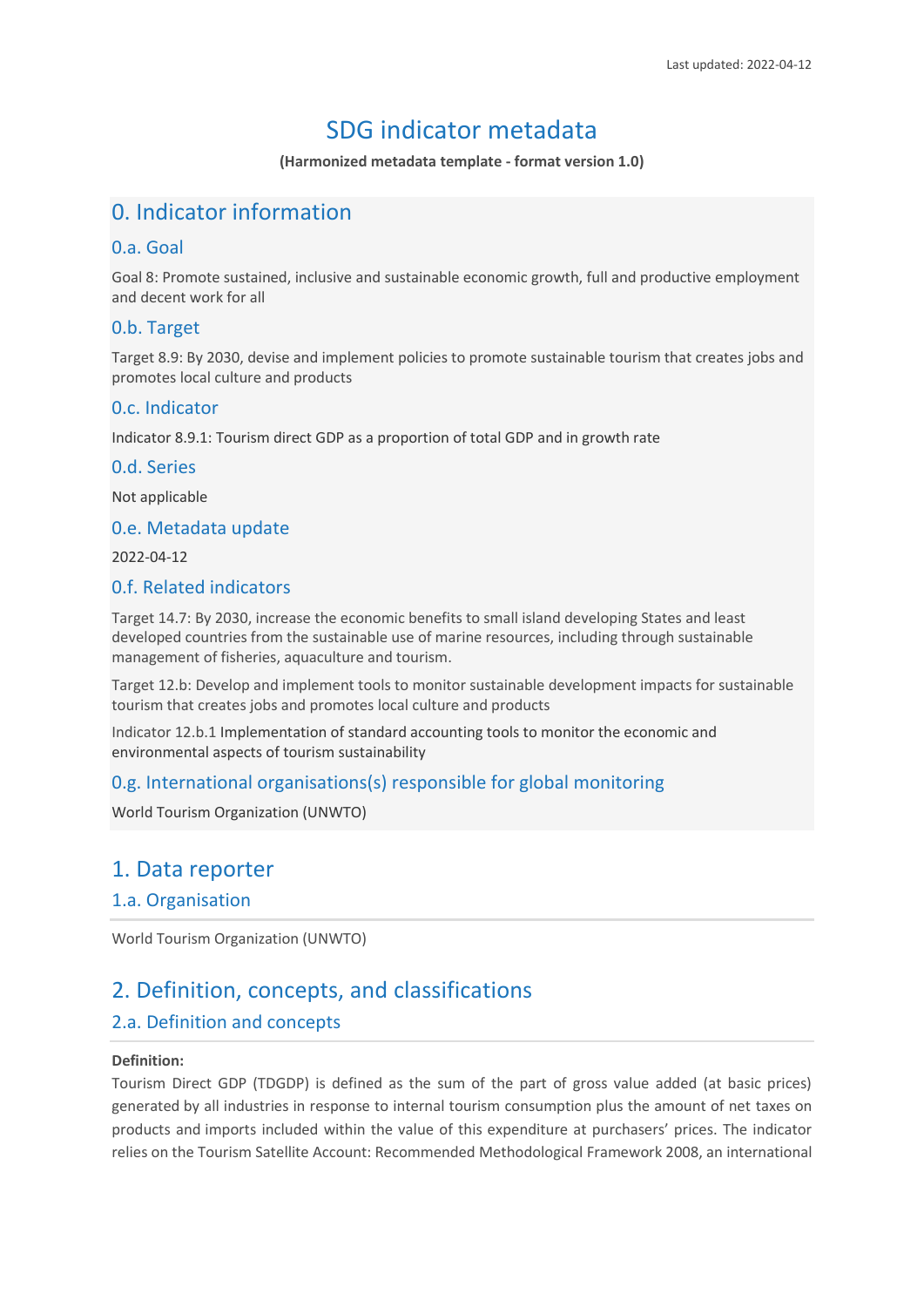Last updated: 2022-04-12

# SDG indicator metadata

**(Harmonized metadata template - format version 1.0)**

## 0. Indicator information

### 0.a. Goal

Goal 8: Promote sustained, inclusive and sustainable economic growth, full and productive employment and decent work for all

### 0.b. Target

Target 8.9: By 2030, devise and implement policies to promote sustainable tourism that creates jobs and promotes local culture and products

### 0.c. Indicator

Indicator 8.9.1: Tourism direct GDP as a proportion of total GDP and in growth rate

### 0.d. Series

Not applicable

### 0.e. Metadata update

2022-04-12

### 0.f. Related indicators

Target 14.7: By 2030, increase the economic benefits to small island developing States and least developed countries from the sustainable use of marine resources, including through sustainable management of fisheries, aquaculture and tourism.

Target 12.b: Develop and implement tools to monitor sustainable development impacts for sustainable tourism that creates jobs and promotes local culture and products

Indicator 12.b.1 Implementation of standard accounting tools to monitor the economic and environmental aspects of tourism sustainability

### 0.g. International organisations(s) responsible for global monitoring

World Tourism Organization (UNWTO)

## 1. Data reporter

### 1.a. Organisation

World Tourism Organization (UNWTO)

## 2. Definition, concepts, and classifications

### 2.a. Definition and concepts

**Definition:**

Tourism Direct GDP (TDGDP) is defined as the sum of the part of gross value added (at basic prices) generated by all industries in response to internal tourism consumption plus the amount of net taxes on products and imports included within the value of this expenditure at purchasers' prices. The indicator relies on the Tourism Satellite Account: Recommended Methodological Framework 2008, an international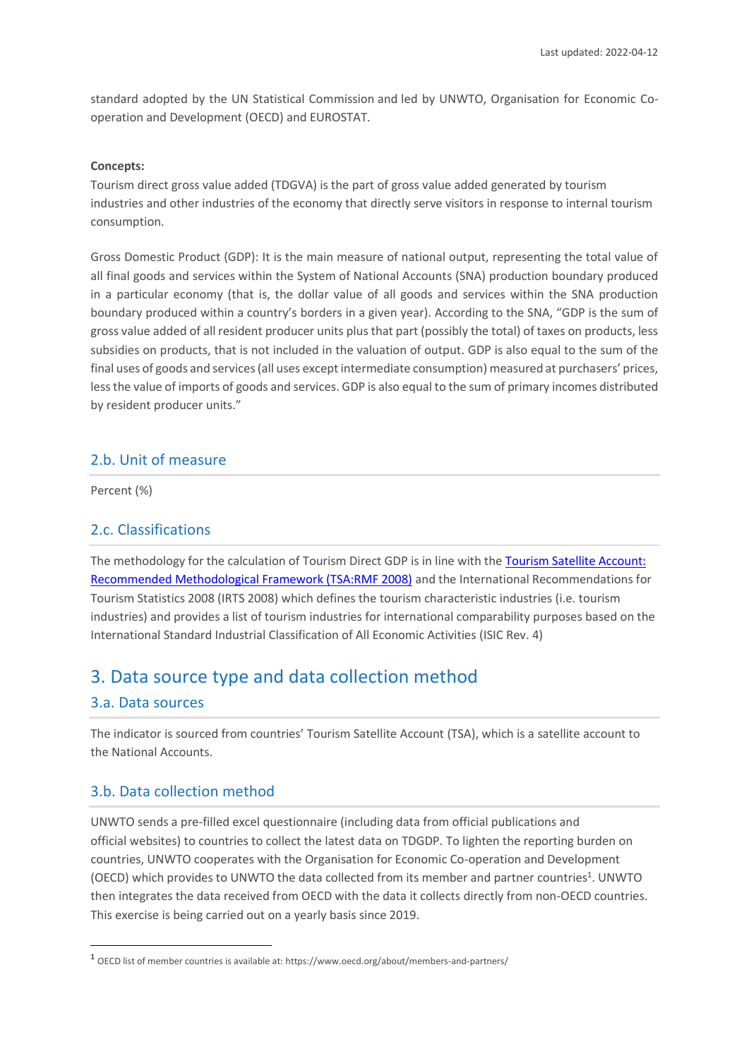standard adopted by the UN Statistical Commission and led by UNWTO, Organisation for Economic Co-operation and Development (OECD) and EUROSTAT.

**Concepts:**

Tourism direct gross value added (TDGVA) is the part of gross value added generated by tourism industries and other industries of the economy that directly serve visitors in response to internal tourism consumption.

Gross Domestic Product (GDP): It is the main measure of national output, representing the total value of all final goods and services within the System of National Accounts (SNA) production boundary produced in a particular economy (that is, the dollar value of all goods and services within the SNA production boundary produced within a country's borders in a given year). According to the SNA, "GDP is the sum of gross value added of all resident producer units plus that part (possibly the total) of taxes on products, less subsidies on products, that is not included in the valuation of output. GDP is also equal to the sum of the final uses of goods and services (all uses except intermediate consumption) measured at purchasers' prices, less the value of imports of goods and services. GDP is also equal to the sum of primary incomes distributed by resident producer units."

## 2.b. Unit of measure

Percent (%)

## 2.c. Classifications

The methodology for the calculation of Tourism Direct GDP is in line with the [Tourism Satellite Account: Recommended Methodological Framework (TSA:RMF 2008)] and the International Recommendations for Tourism Statistics 2008 (IRTS 2008) which defines the tourism characteristic industries (i.e. tourism industries) and provides a list of tourism industries for international comparability purposes based on the International Standard Industrial Classification of All Economic Activities (ISIC Rev. 4)

# 3. Data source type and data collection method

## 3.a. Data sources

The indicator is sourced from countries' Tourism Satellite Account (TSA), which is a satellite account to the National Accounts.

## 3.b. Data collection method

UNWTO sends a pre-filled excel questionnaire (including data from official publications and official websites) to countries to collect the latest data on TDGDP. To lighten the reporting burden on countries, UNWTO cooperates with the Organisation for Economic Co-operation and Development (OECD) which provides to UNWTO the data collected from its member and partner countries[1]. UNWTO then integrates the data received from OECD with the data it collects directly from non-OECD countries. This exercise is being carried out on a yearly basis since 2019.

[1] OECD list of member countries is available at: https://www.oecd.org/about/members-and-partners/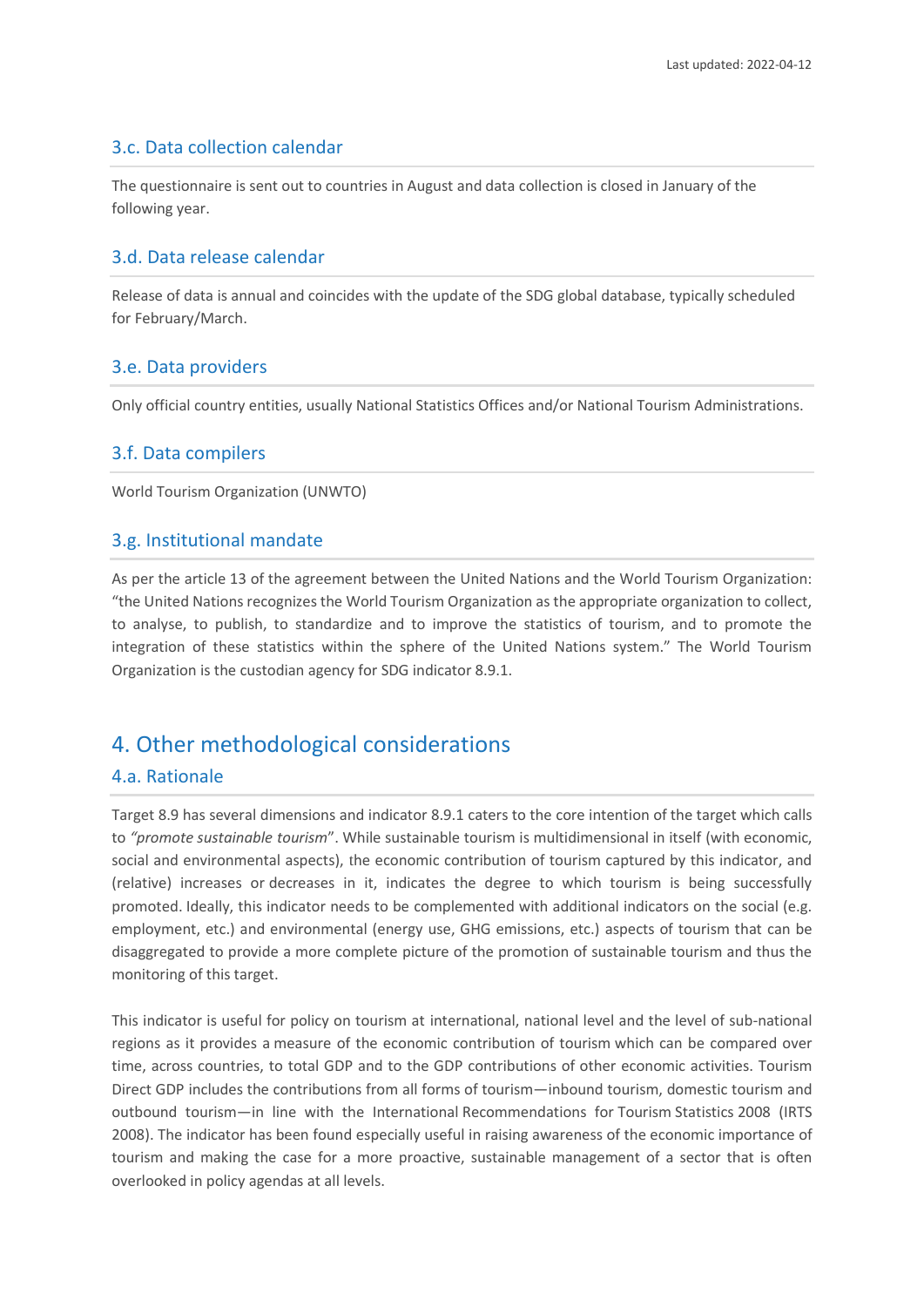### 3.c. Data collection calendar

The questionnaire is sent out to countries in August and data collection is closed in January of the following year.

### 3.d. Data release calendar

Release of data is annual and coincides with the update of the SDG global database, typically scheduled for February/March.

### 3.e. Data providers

Only official country entities, usually National Statistics Offices and/or National Tourism Administrations.

### 3.f. Data compilers

World Tourism Organization (UNWTO)

### 3.g. Institutional mandate

As per the article 13 of the agreement between the United Nations and the World Tourism Organization: “the United Nations recognizes the World Tourism Organization as the appropriate organization to collect, to analyse, to publish, to standardize and to improve the statistics of tourism, and to promote the integration of these statistics within the sphere of the United Nations system.” The World Tourism Organization is the custodian agency for SDG indicator 8.9.1.

## 4. Other methodological considerations

### 4.a. Rationale

Target 8.9 has several dimensions and indicator 8.9.1 caters to the core intention of the target which calls to *“promote sustainable tourism*”. While sustainable tourism is multidimensional in itself (with economic, social and environmental aspects), the economic contribution of tourism captured by this indicator, and (relative) increases or decreases in it, indicates the degree to which tourism is being successfully promoted. Ideally, this indicator needs to be complemented with additional indicators on the social (e.g. employment, etc.) and environmental (energy use, GHG emissions, etc.) aspects of tourism that can be disaggregated to provide a more complete picture of the promotion of sustainable tourism and thus the monitoring of this target.

This indicator is useful for policy on tourism at international, national level and the level of sub-national regions as it provides a measure of the economic contribution of tourism which can be compared over time, across countries, to total GDP and to the GDP contributions of other economic activities. Tourism Direct GDP includes the contributions from all forms of tourism—inbound tourism, domestic tourism and outbound tourism—in line with the International Recommendations for Tourism Statistics 2008 (IRTS 2008). The indicator has been found especially useful in raising awareness of the economic importance of tourism and making the case for a more proactive, sustainable management of a sector that is often overlooked in policy agendas at all levels.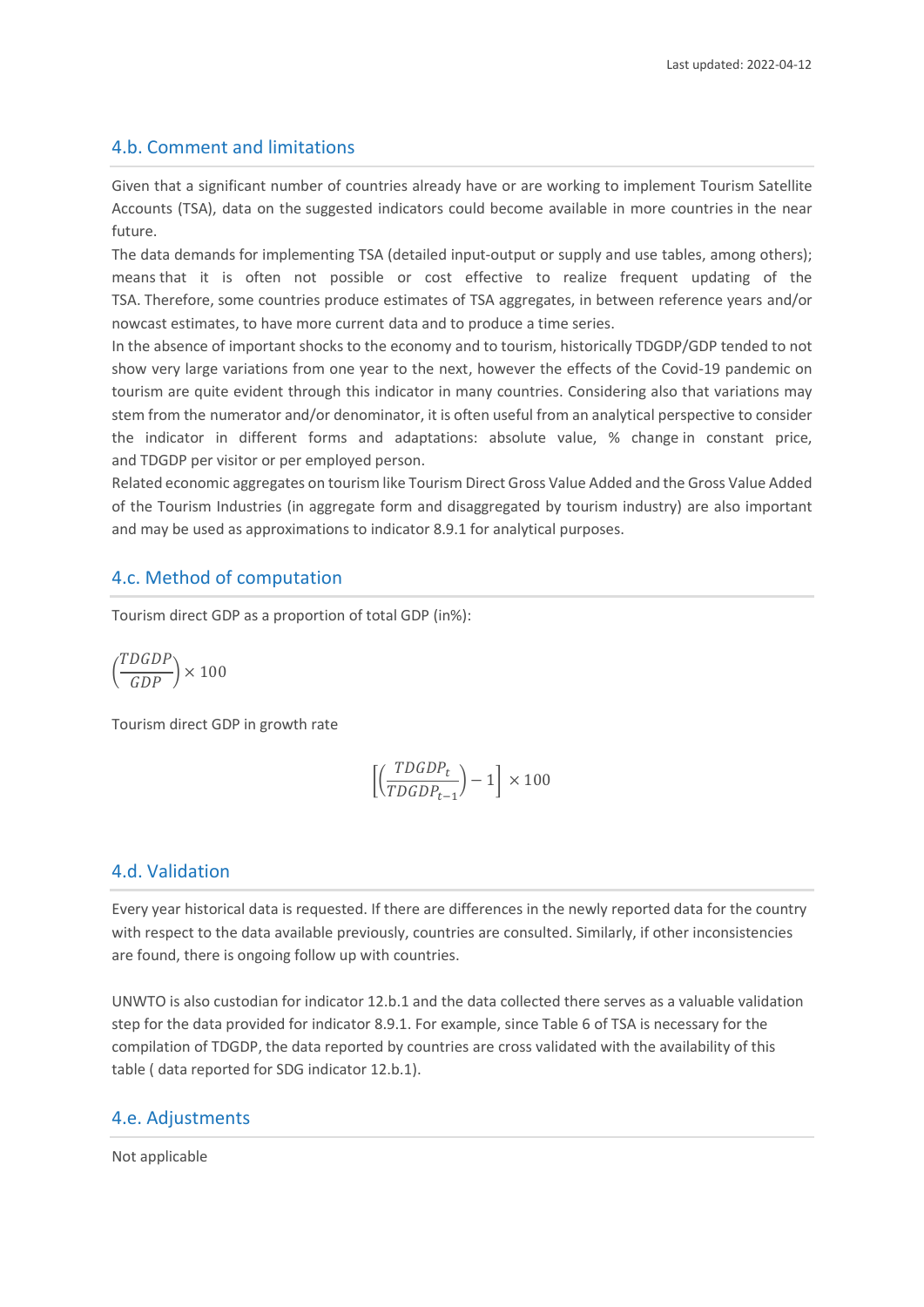### 4.b. Comment and limitations

Given that a significant number of countries already have or are working to implement Tourism Satellite Accounts (TSA), data on the suggested indicators could become available in more countries in the near future.

The data demands for implementing TSA (detailed input-output or supply and use tables, among others); means that it is often not possible or cost effective to realize frequent updating of the TSA. Therefore, some countries produce estimates of TSA aggregates, in between reference years and/or nowcast estimates, to have more current data and to produce a time series.

In the absence of important shocks to the economy and to tourism, historically TDGDP/GDP tended to not show very large variations from one year to the next, however the effects of the Covid-19 pandemic on tourism are quite evident through this indicator in many countries. Considering also that variations may stem from the numerator and/or denominator, it is often useful from an analytical perspective to consider the indicator in different forms and adaptations: absolute value, % change in constant price, and TDGDP per visitor or per employed person.

Related economic aggregates on tourism like Tourism Direct Gross Value Added and the Gross Value Added of the Tourism Industries (in aggregate form and disaggregated by tourism industry) are also important and may be used as approximations to indicator 8.9.1 for analytical purposes.

### 4.c. Method of computation

Tourism direct GDP as a proportion of total GDP (in%):

$$\left(\frac{TDGDP}{GDP}\right) \times 100$$

Tourism direct GDP in growth rate

$$\left[\left(\frac{TDGDP_t}{TDGDP_{t-1}}\right) - 1\right] \times 100$$

### 4.d. Validation

Every year historical data is requested. If there are differences in the newly reported data for the country with respect to the data available previously, countries are consulted. Similarly, if other inconsistencies are found, there is ongoing follow up with countries.

UNWTO is also custodian for indicator 12.b.1 and the data collected there serves as a valuable validation step for the data provided for indicator 8.9.1. For example, since Table 6 of TSA is necessary for the compilation of TDGDP, the data reported by countries are cross validated with the availability of this table ( data reported for SDG indicator 12.b.1).

### 4.e. Adjustments

Not applicable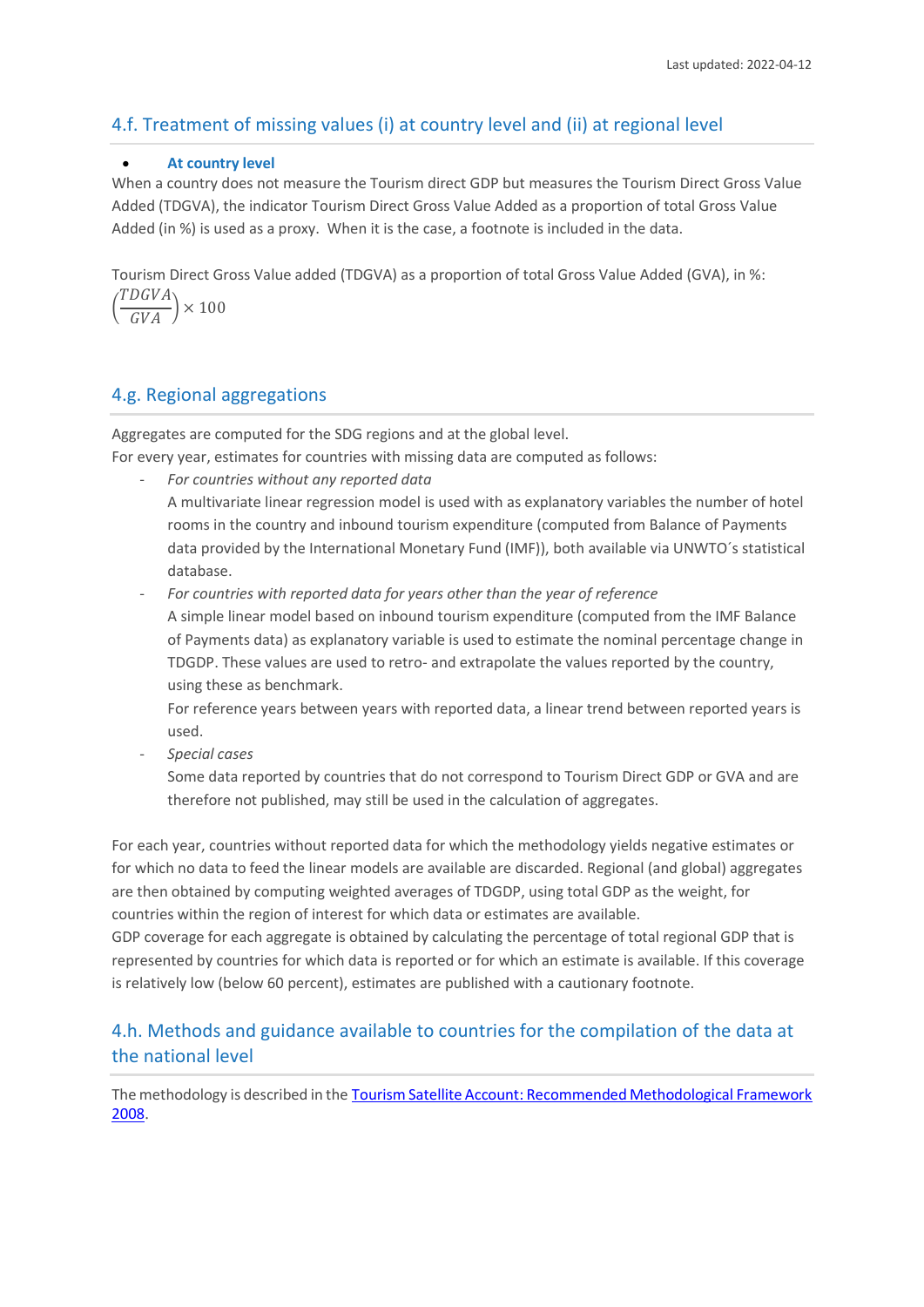## 4.f. Treatment of missing values (i) at country level and (ii) at regional level

- **At country level**

When a country does not measure the Tourism direct GDP but measures the Tourism Direct Gross Value Added (TDGVA), the indicator Tourism Direct Gross Value Added as a proportion of total Gross Value Added (in %) is used as a proxy. When it is the case, a footnote is included in the data.

Tourism Direct Gross Value added (TDGVA) as a proportion of total Gross Value Added (GVA), in %:

$$\left(\frac{TDGVA}{GVA}\right) \times 100$$

## 4.g. Regional aggregations

Aggregates are computed for the SDG regions and at the global level.
For every year, estimates for countries with missing data are computed as follows:

- *For countries without any reported data*
  A multivariate linear regression model is used with as explanatory variables the number of hotel rooms in the country and inbound tourism expenditure (computed from Balance of Payments data provided by the International Monetary Fund (IMF)), both available via UNWTO´s statistical database.
- *For countries with reported data for years other than the year of reference*
  A simple linear model based on inbound tourism expenditure (computed from the IMF Balance of Payments data) as explanatory variable is used to estimate the nominal percentage change in TDGDP. These values are used to retro- and extrapolate the values reported by the country, using these as benchmark.
  For reference years between years with reported data, a linear trend between reported years is used.
- *Special cases*
  Some data reported by countries that do not correspond to Tourism Direct GDP or GVA and are therefore not published, may still be used in the calculation of aggregates.

For each year, countries without reported data for which the methodology yields negative estimates or for which no data to feed the linear models are available are discarded. Regional (and global) aggregates are then obtained by computing weighted averages of TDGDP, using total GDP as the weight, for countries within the region of interest for which data or estimates are available.
GDP coverage for each aggregate is obtained by calculating the percentage of total regional GDP that is represented by countries for which data is reported or for which an estimate is available. If this coverage is relatively low (below 60 percent), estimates are published with a cautionary footnote.

## 4.h. Methods and guidance available to countries for the compilation of the data at the national level

The methodology is described in the [Tourism Satellite Account: Recommended Methodological Framework 2008](#).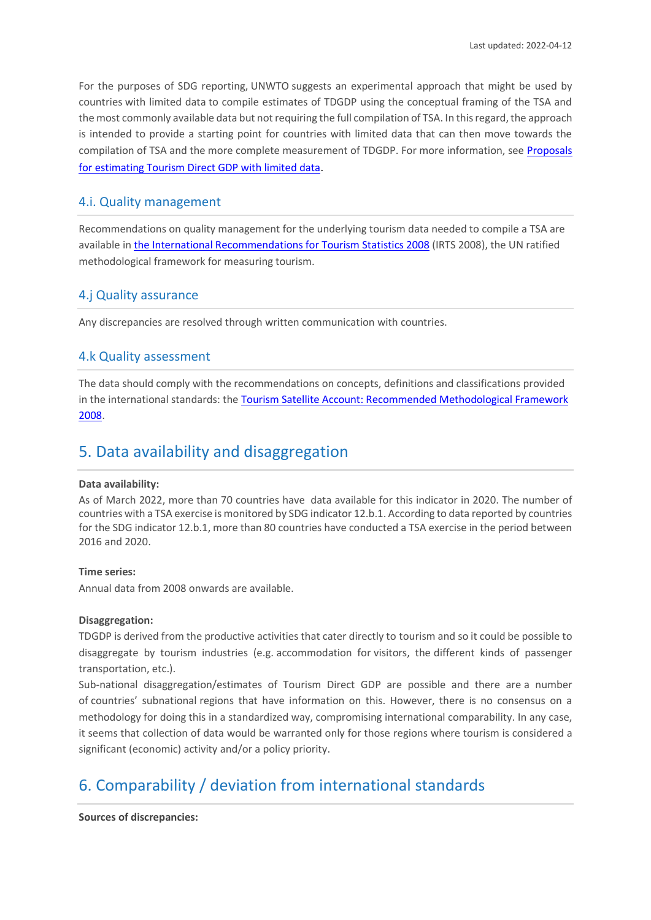For the purposes of SDG reporting, UNWTO suggests an experimental approach that might be used by countries with limited data to compile estimates of TDGDP using the conceptual framing of the TSA and the most commonly available data but not requiring the full compilation of TSA. In this regard, the approach is intended to provide a starting point for countries with limited data that can then move towards the compilation of TSA and the more complete measurement of TDGDP. For more information, see [Proposals for estimating Tourism Direct GDP with limited data](#).

### 4.i. Quality management

Recommendations on quality management for the underlying tourism data needed to compile a TSA are available in [the International Recommendations for Tourism Statistics 2008](#) (IRTS 2008), the UN ratified methodological framework for measuring tourism.

### 4.j Quality assurance

Any discrepancies are resolved through written communication with countries.

### 4.k Quality assessment

The data should comply with the recommendations on concepts, definitions and classifications provided in the international standards: the [Tourism Satellite Account: Recommended Methodological Framework 2008](#).

## 5. Data availability and disaggregation

**Data availability:**

As of March 2022, more than 70 countries have data available for this indicator in 2020. The number of countries with a TSA exercise is monitored by SDG indicator 12.b.1. According to data reported by countries for the SDG indicator 12.b.1, more than 80 countries have conducted a TSA exercise in the period between 2016 and 2020.

**Time series:**

Annual data from 2008 onwards are available.

**Disaggregation:**

TDGDP is derived from the productive activities that cater directly to tourism and so it could be possible to disaggregate by tourism industries (e.g. accommodation for visitors, the different kinds of passenger transportation, etc.).

Sub-national disaggregation/estimates of Tourism Direct GDP are possible and there are a number of countries' subnational regions that have information on this. However, there is no consensus on a methodology for doing this in a standardized way, compromising international comparability. In any case, it seems that collection of data would be warranted only for those regions where tourism is considered a significant (economic) activity and/or a policy priority.

## 6. Comparability / deviation from international standards

**Sources of discrepancies:**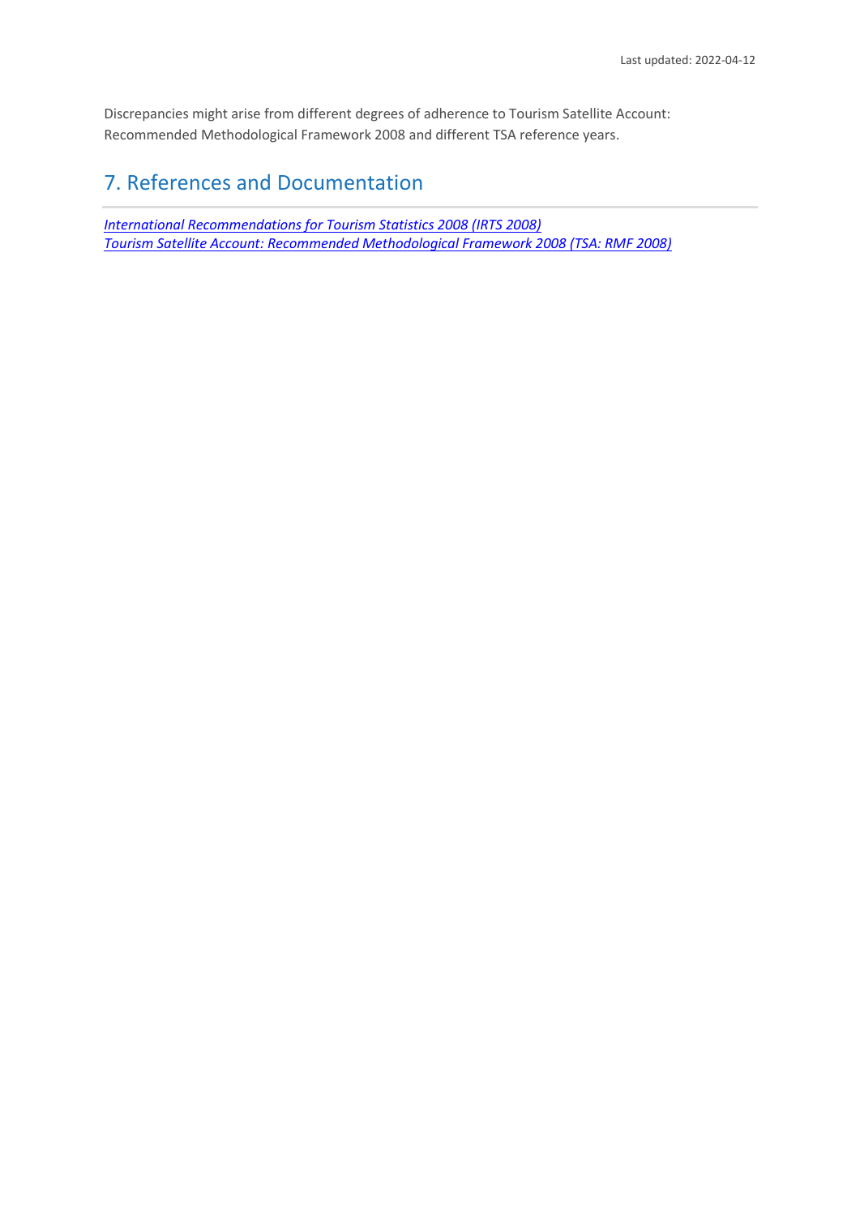Discrepancies might arise from different degrees of adherence to Tourism Satellite Account: Recommended Methodological Framework 2008 and different TSA reference years.

## 7. References and Documentation

*International Recommendations for Tourism Statistics 2008 (IRTS 2008)*
*Tourism Satellite Account: Recommended Methodological Framework 2008 (TSA: RMF 2008)*